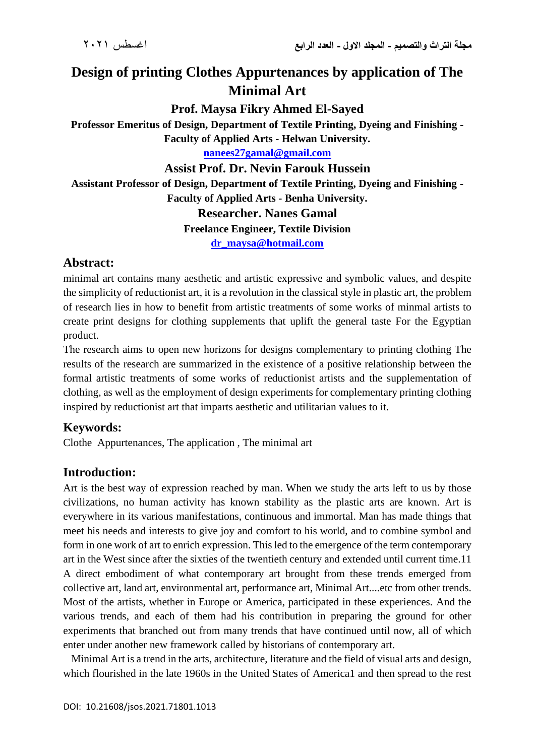# Design of printing Clothes Appurtenances by application of The Minimal Art

**Prof. Maysa Fikry Ahmed El-Sayed**

**Professor Emeritus of Design, Department of Textile Printing, Dyeing and Finishing - Faculty of Applied Arts - Helwan University.**

**nanees27gamal@gmail.com**

**Assist Prof. Dr. Nevin Farouk Hussein**

**Assistant Professor of Design, Department of Textile Printing, Dyeing and Finishing - Faculty of Applied Arts - Benha University.**

**Researcher. Nanes Gamal**

**Freelance Engineer, Textile Division**

**dr_maysa@hotmail.com**

## Abstract:

minimal art contains many aesthetic and artistic expressive and symbolic values, and despite the simplicity of reductionist art, it is a revolution in the classical style in plastic art, the problem of research lies in how to benefit from artistic treatments of some works of minmal artists to create print designs for clothing supplements that uplift the general taste For the Egyptian product.

The research aims to open new horizons for designs complementary to printing clothing The results of the research are summarized in the existence of a positive relationship between the formal artistic treatments of some works of reductionist artists and the supplementation of clothing, as well as the employment of design experiments for complementary printing clothing inspired by reductionist art that imparts aesthetic and utilitarian values to it.

## Keywords:

Clothe Appurtenances, The application , The minimal art

## Introduction:

Art is the best way of expression reached by man. When we study the arts left to us by those civilizations, no human activity has known stability as the plastic arts are known. Art is everywhere in its various manifestations, continuous and immortal. Man has made things that meet his needs and interests to give joy and comfort to his world, and to combine symbol and form in one work of art to enrich expression. This led to the emergence of the term contemporary art in the West since after the sixties of the twentieth century and extended until current time.11 A direct embodiment of what contemporary art brought from these trends emerged from collective art, land art, environmental art, performance art, Minimal Art....etc from other trends. Most of the artists, whether in Europe or America, participated in these experiences. And the various trends, and each of them had his contribution in preparing the ground for other experiments that branched out from many trends that have continued until now, all of which enter under another new framework called by historians of contemporary art.

Minimal Art is a trend in the arts, architecture, literature and the field of visual arts and design, which flourished in the late 1960s in the United States of America1 and then spread to the rest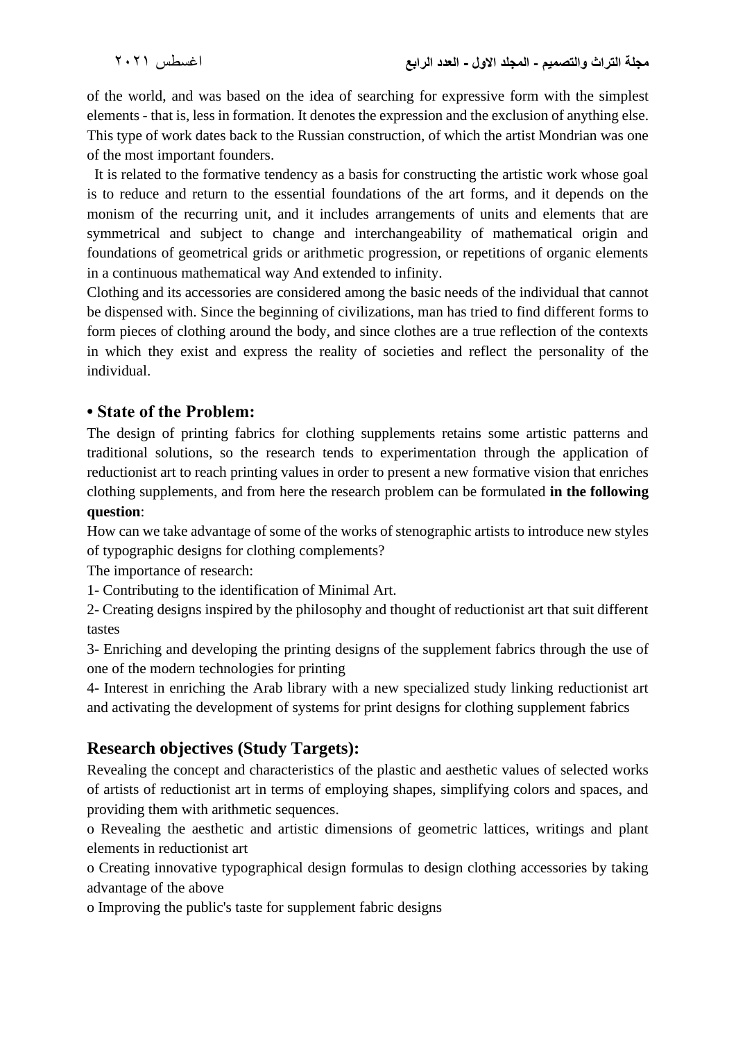of the world, and was based on the idea of searching for expressive form with the simplest elements - that is, less in formation. It denotes the expression and the exclusion of anything else. This type of work dates back to the Russian construction, of which the artist Mondrian was one of the most important founders.

It is related to the formative tendency as a basis for constructing the artistic work whose goal is to reduce and return to the essential foundations of the art forms, and it depends on the monism of the recurring unit, and it includes arrangements of units and elements that are symmetrical and subject to change and interchangeability of mathematical origin and foundations of geometrical grids or arithmetic progression, or repetitions of organic elements in a continuous mathematical way And extended to infinity.

Clothing and its accessories are considered among the basic needs of the individual that cannot be dispensed with. Since the beginning of civilizations, man has tried to find different forms to form pieces of clothing around the body, and since clothes are a true reflection of the contexts in which they exist and express the reality of societies and reflect the personality of the individual.

## • State of the Problem:

The design of printing fabrics for clothing supplements retains some artistic patterns and traditional solutions, so the research tends to experimentation through the application of reductionist art to reach printing values in order to present a new formative vision that enriches clothing supplements, and from here the research problem can be formulated **in the following question**:

How can we take advantage of some of the works of stenographic artists to introduce new styles of typographic designs for clothing complements?

The importance of research:

1- Contributing to the identification of Minimal Art.

2- Creating designs inspired by the philosophy and thought of reductionist art that suit different tastes

3- Enriching and developing the printing designs of the supplement fabrics through the use of one of the modern technologies for printing

4- Interest in enriching the Arab library with a new specialized study linking reductionist art and activating the development of systems for print designs for clothing supplement fabrics

## Research objectives (Study Targets):

Revealing the concept and characteristics of the plastic and aesthetic values of selected works of artists of reductionist art in terms of employing shapes, simplifying colors and spaces, and providing them with arithmetic sequences.

o Revealing the aesthetic and artistic dimensions of geometric lattices, writings and plant elements in reductionist art

o Creating innovative typographical design formulas to design clothing accessories by taking advantage of the above

o Improving the public's taste for supplement fabric designs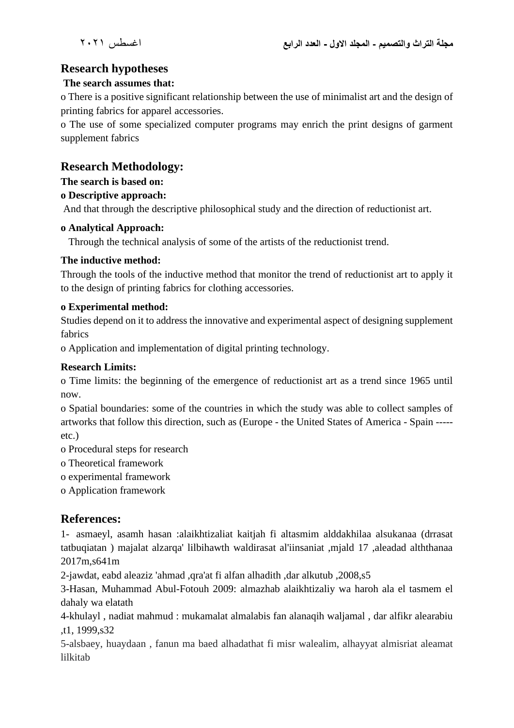## Research hypotheses

**The search assumes that:**

o There is a positive significant relationship between the use of minimalist art and the design of printing fabrics for apparel accessories.

o The use of some specialized computer programs may enrich the print designs of garment supplement fabrics

## Research Methodology:

**The search is based on:**

**o Descriptive approach:**

And that through the descriptive philosophical study and the direction of reductionist art.

**o Analytical Approach:**

Through the technical analysis of some of the artists of the reductionist trend.

**The inductive method:**

Through the tools of the inductive method that monitor the trend of reductionist art to apply it to the design of printing fabrics for clothing accessories.

**o Experimental method:**

Studies depend on it to address the innovative and experimental aspect of designing supplement fabrics

o Application and implementation of digital printing technology.

**Research Limits:**

o Time limits: the beginning of the emergence of reductionist art as a trend since 1965 until now.

o Spatial boundaries: some of the countries in which the study was able to collect samples of artworks that follow this direction, such as (Europe - the United States of America - Spain ----- etc.)

o Procedural steps for research

o Theoretical framework

o experimental framework

o Application framework

## References:

1- asmaeyl, asamh hasan :alaikhtizaliat kaitjah fi altasmim alddakhilaa alsukanaa (drrasat tatbuqiatan ) majalat alzarqa' lilbihawth waldirasat al'iinsaniat ,mjald 17 ,aleadad alththanaa 2017m,s641m

2-jawdat, eabd aleaziz 'ahmad ,qra'at fi alfan alhadith ,dar alkutub ,2008,s5

3-Hasan, Muhammad Abul-Fotouh 2009: almazhab alaikhtizaliy wa haroh ala el tasmem el dahaly wa elatath

4-khulayl , nadiat mahmud : mukamalat almalabis fan alanaqih waljamal , dar alfikr alearabiu ,t1, 1999,s32

5-alsbaey, huaydaan , fanun ma baed alhadathat fi misr walealim, alhayyat almisriat aleamat lilkitab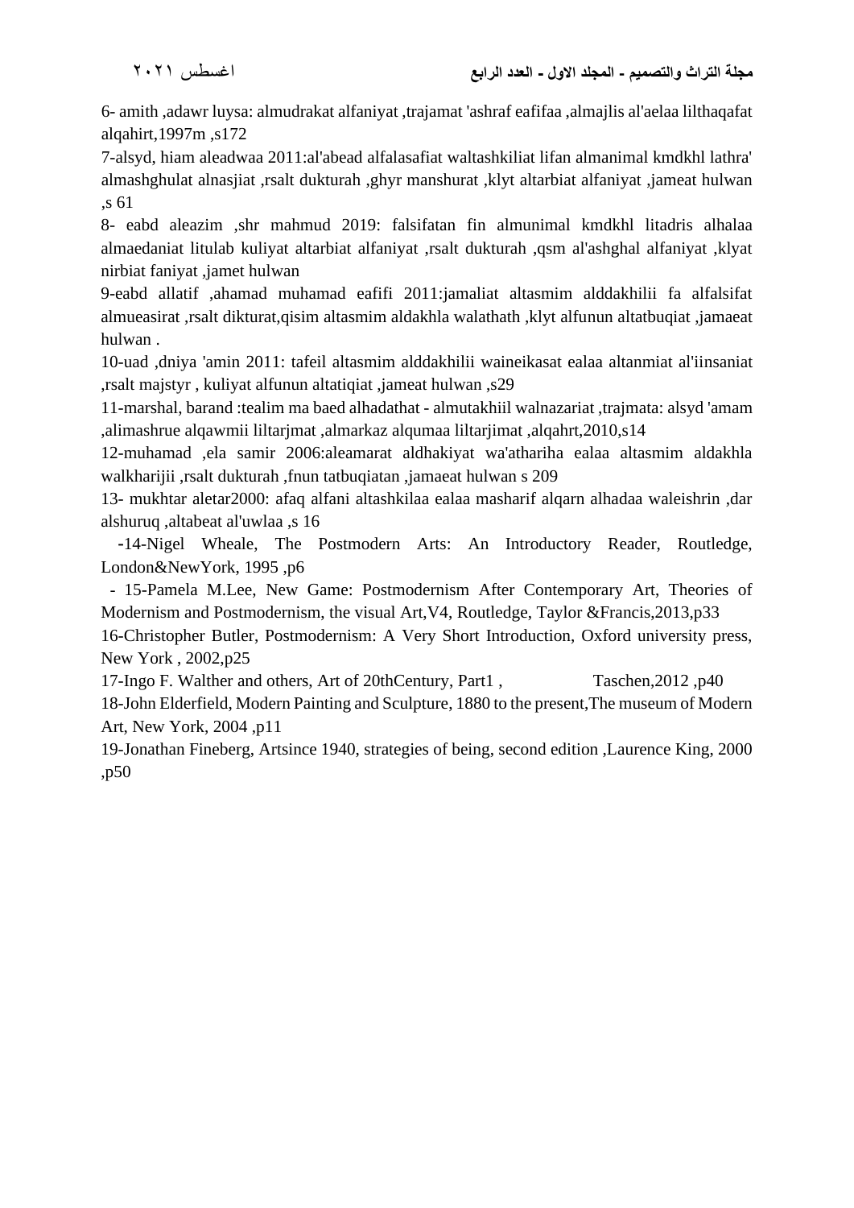6- amith ,adawr luysa: almudrakat alfaniyat ,trajamat 'ashraf eafifaa ,almajlis al'aelaa lilthaqafat alqahirt,1997m ,s172

7-alsyd, hiam aleadwaa 2011:al'abead alfalasafiat waltashkiliat lifan almanimal kmdkhl lathra' almashghulat alnasjiat ,rsalt dukturah ,ghyr manshurat ,klyt altarbiat alfaniyat ,jameat hulwan ,s 61

8- eabd aleazim ,shr mahmud 2019: falsifatan fin almunimal kmdkhl litadris alhalaa almaedaniat litulab kuliyat altarbiat alfaniyat ,rsalt dukturah ,qsm al'ashghal alfaniyat ,klyat nirbiat faniyat ,jamet hulwan

9-eabd allatif ,ahamad muhamad eafifi 2011:jamaliat altasmim alddakhilii fa alfalsifat almueasirat ,rsalt dikturat,qisim altasmim aldakhla walathath ,klyt alfunun altatbuqiat ,jamaeat hulwan .

10-uad ,dniya 'amin 2011: tafeil altasmim alddakhilii waineikasat ealaa altanmiat al'iinsaniat ,rsalt majstyr , kuliyat alfunun altatiqiat ,jameat hulwan ,s29

11-marshal, barand :tealim ma baed alhadathat - almutakhiil walnazariat ,trajmata: alsyd 'amam ,alimashrue alqawmii liltarjmat ,almarkaz alqumaa liltarjimat ,alqahrt,2010,s14

12-muhamad ,ela samir 2006:aleamarat aldhakiyat wa'athariha ealaa altasmim aldakhla walkharijii ,rsalt dukturah ,fnun tatbuqiatan ,jamaeat hulwan s 209

13- mukhtar aletar2000: afaq alfani altashkilaa ealaa masharif alqarn alhadaa waleishrin ,dar alshuruq ,altabeat al'uwlaa ,s 16

-14-Nigel Wheale, The Postmodern Arts: An Introductory Reader, Routledge, London&NewYork, 1995 ,p6

- 15-Pamela M.Lee, New Game: Postmodernism After Contemporary Art, Theories of Modernism and Postmodernism, the visual Art,V4, Routledge, Taylor &Francis,2013,p33

16-Christopher Butler, Postmodernism: A Very Short Introduction, Oxford university press, New York , 2002,p25

17-Ingo F. Walther and others, Art of 20thCentury, Part1 , Taschen,2012 ,p40

18-John Elderfield, Modern Painting and Sculpture, 1880 to the present,The museum of Modern Art, New York, 2004 ,p11

19-Jonathan Fineberg, Artsince 1940, strategies of being, second edition ,Laurence King, 2000 ,p50